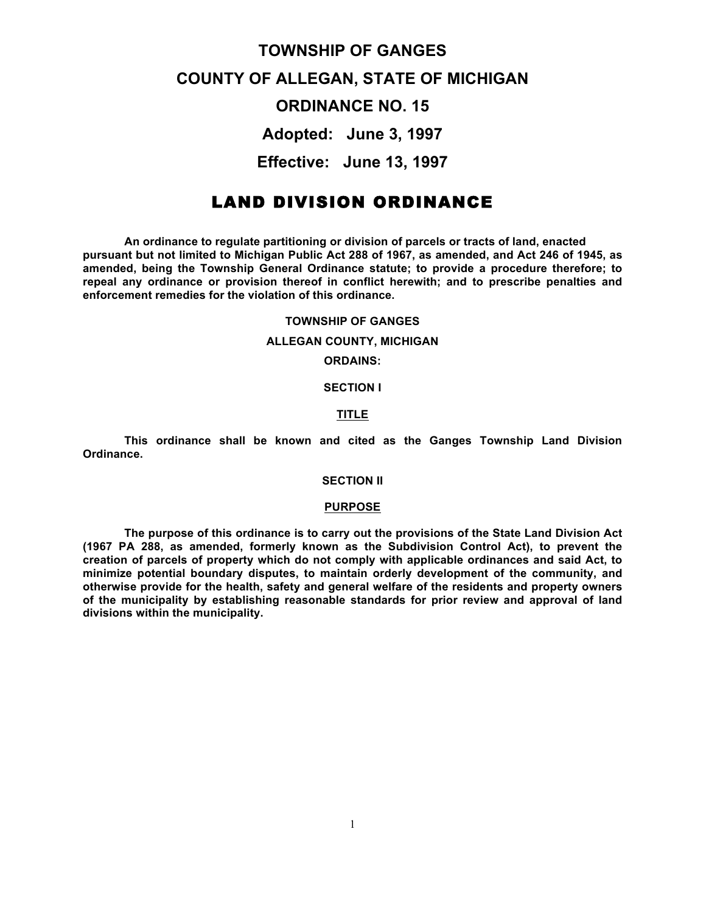# TOWNSHIP OF GANGES

# COUNTY OF ALLEGAN, STATE OF MICHIGAN

# ORDINANCE NO. 15

## Adopted: June 3, 1997

## Effective: June 13, 1997

# LAND DIVISION ORDINANCE

**An ordinance to regulate partitioning or division of parcels or tracts of land, enacted pursuant but not limited to Michigan Public Act 288 of 1967, as amended, and Act 246 of 1945, as amended, being the Township General Ordinance statute; to provide a procedure therefore; to repeal any ordinance or provision thereof in conflict herewith; and to prescribe penalties and enforcement remedies for the violation of this ordinance.**

**TOWNSHIP OF GANGES**

**ALLEGAN COUNTY, MICHIGAN**

**ORDAINS:**

## SECTION I

### TITLE

**This ordinance shall be known and cited as the Ganges Township Land Division Ordinance.**

## SECTION II

### PURPOSE

**The purpose of this ordinance is to carry out the provisions of the State Land Division Act (1967 PA 288, as amended, formerly known as the Subdivision Control Act), to prevent the creation of parcels of property which do not comply with applicable ordinances and said Act, to minimize potential boundary disputes, to maintain orderly development of the community, and otherwise provide for the health, safety and general welfare of the residents and property owners of the municipality by establishing reasonable standards for prior review and approval of land divisions within the municipality.**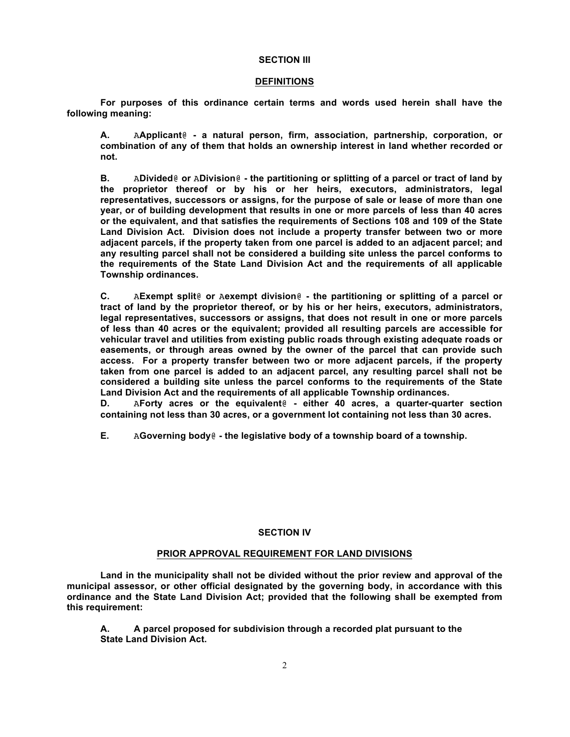## SECTION III

## DEFINITIONS

**For purposes of this ordinance certain terms and words used herein shall have the following meaning:**

**A. AApplicant@ - a natural person, firm, association, partnership, corporation, or combination of any of them that holds an ownership interest in land whether recorded or not.**

**B. ADivided@ or ADivision@ - the partitioning or splitting of a parcel or tract of land by the proprietor thereof or by his or her heirs, executors, administrators, legal representatives, successors or assigns, for the purpose of sale or lease of more than one year, or of building development that results in one or more parcels of less than 40 acres or the equivalent, and that satisfies the requirements of Sections 108 and 109 of the State Land Division Act. Division does not include a property transfer between two or more adjacent parcels, if the property taken from one parcel is added to an adjacent parcel; and any resulting parcel shall not be considered a building site unless the parcel conforms to the requirements of the State Land Division Act and the requirements of all applicable Township ordinances.**

**C. AExempt split@ or Aexempt division@ - the partitioning or splitting of a parcel or tract of land by the proprietor thereof, or by his or her heirs, executors, administrators, legal representatives, successors or assigns, that does not result in one or more parcels of less than 40 acres or the equivalent; provided all resulting parcels are accessible for vehicular travel and utilities from existing public roads through existing adequate roads or easements, or through areas owned by the owner of the parcel that can provide such access. For a property transfer between two or more adjacent parcels, if the property taken from one parcel is added to an adjacent parcel, any resulting parcel shall not be considered a building site unless the parcel conforms to the requirements of the State Land Division Act and the requirements of all applicable Township ordinances.**

**D. AForty acres or the equivalent@ - either 40 acres, a quarter-quarter section containing not less than 30 acres, or a government lot containing not less than 30 acres.**

**E. AGoverning body@ - the legislative body of a township board of a township.**

## SECTION IV

## PRIOR APPROVAL REQUIREMENT FOR LAND DIVISIONS

**Land in the municipality shall not be divided without the prior review and approval of the municipal assessor, or other official designated by the governing body, in accordance with this ordinance and the State Land Division Act; provided that the following shall be exempted from this requirement:**

**A. A parcel proposed for subdivision through a recorded plat pursuant to the State Land Division Act.**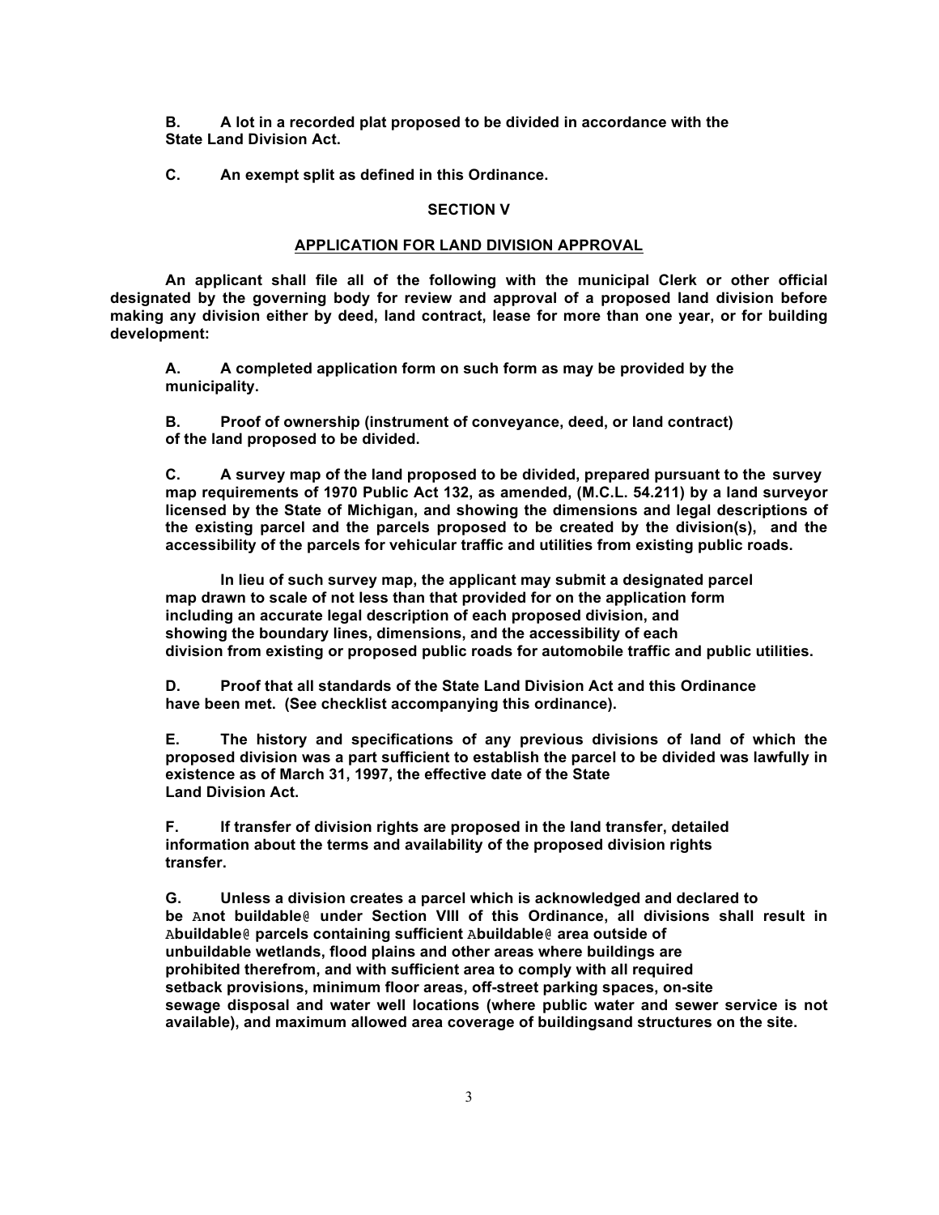**B. A lot in a recorded plat proposed to be divided in accordance with the State Land Division Act.**

**C. An exempt split as defined in this Ordinance.**

**SECTION V**

**APPLICATION FOR LAND DIVISION APPROVAL**

**An applicant shall file all of the following with the municipal Clerk or other official designated by the governing body for review and approval of a proposed land division before making any division either by deed, land contract, lease for more than one year, or for building development:**

**A. A completed application form on such form as may be provided by the municipality.**

**B. Proof of ownership (instrument of conveyance, deed, or land contract) of the land proposed to be divided.**

**C. A survey map of the land proposed to be divided, prepared pursuant to the survey map requirements of 1970 Public Act 132, as amended, (M.C.L. 54.211) by a land surveyor licensed by the State of Michigan, and showing the dimensions and legal descriptions of the existing parcel and the parcels proposed to be created by the division(s), and the accessibility of the parcels for vehicular traffic and utilities from existing public roads.**

**In lieu of such survey map, the applicant may submit a designated parcel map drawn to scale of not less than that provided for on the application form including an accurate legal description of each proposed division, and showing the boundary lines, dimensions, and the accessibility of each division from existing or proposed public roads for automobile traffic and public utilities.**

**D. Proof that all standards of the State Land Division Act and this Ordinance have been met. (See checklist accompanying this ordinance).**

**E. The history and specifications of any previous divisions of land of which the proposed division was a part sufficient to establish the parcel to be divided was lawfully in existence as of March 31, 1997, the effective date of the State Land Division Act.**

**F. If transfer of division rights are proposed in the land transfer, detailed information about the terms and availability of the proposed division rights transfer.**

**G. Unless a division creates a parcel which is acknowledged and declared to be Anot buildable@ under Section VIII of this Ordinance, all divisions shall result in Abuildable@ parcels containing sufficient Abuildable@ area outside of unbuildable wetlands, flood plains and other areas where buildings are prohibited therefrom, and with sufficient area to comply with all required setback provisions, minimum floor areas, off-street parking spaces, on-site sewage disposal and water well locations (where public water and sewer service is not available), and maximum allowed area coverage of buildingsand structures on the site.**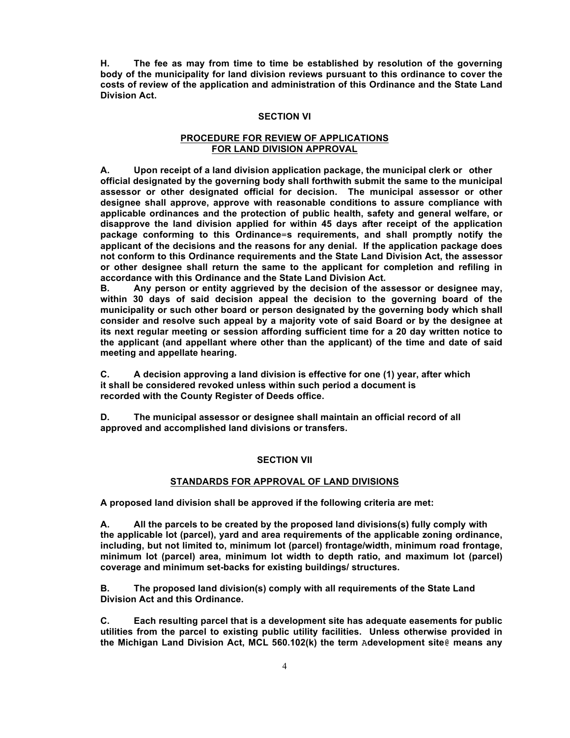**H. The fee as may from time to time be established by resolution of the governing body of the municipality for land division reviews pursuant to this ordinance to cover the costs of review of the application and administration of this Ordinance and the State Land Division Act.**

## SECTION VI

## PROCEDURE FOR REVIEW OF APPLICATIONS FOR LAND DIVISION APPROVAL

**A. Upon receipt of a land division application package, the municipal clerk or other official designated by the governing body shall forthwith submit the same to the municipal assessor or other designated official for decision. The municipal assessor or other designee shall approve, approve with reasonable conditions to assure compliance with applicable ordinances and the protection of public health, safety and general welfare, or disapprove the land division applied for within 45 days after receipt of the application package conforming to this Ordinance=s requirements, and shall promptly notify the applicant of the decisions and the reasons for any denial. If the application package does not conform to this Ordinance requirements and the State Land Division Act, the assessor or other designee shall return the same to the applicant for completion and refiling in accordance with this Ordinance and the State Land Division Act.**

**B. Any person or entity aggrieved by the decision of the assessor or designee may, within 30 days of said decision appeal the decision to the governing board of the municipality or such other board or person designated by the governing body which shall consider and resolve such appeal by a majority vote of said Board or by the designee at its next regular meeting or session affording sufficient time for a 20 day written notice to the applicant (and appellant where other than the applicant) of the time and date of said meeting and appellate hearing.**

**C. A decision approving a land division is effective for one (1) year, after which it shall be considered revoked unless within such period a document is recorded with the County Register of Deeds office.**

**D. The municipal assessor or designee shall maintain an official record of all approved and accomplished land divisions or transfers.**

## SECTION VII

## STANDARDS FOR APPROVAL OF LAND DIVISIONS

**A proposed land division shall be approved if the following criteria are met:**

**A. All the parcels to be created by the proposed land divisions(s) fully comply with the applicable lot (parcel), yard and area requirements of the applicable zoning ordinance, including, but not limited to, minimum lot (parcel) frontage/width, minimum road frontage, minimum lot (parcel) area, minimum lot width to depth ratio, and maximum lot (parcel) coverage and minimum set-backs for existing buildings/ structures.**

**B. The proposed land division(s) comply with all requirements of the State Land Division Act and this Ordinance.**

**C. Each resulting parcel that is a development site has adequate easements for public utilities from the parcel to existing public utility facilities. Unless otherwise provided in the Michigan Land Division Act, MCL 560.102(k) the term Adevelopment site@ means any**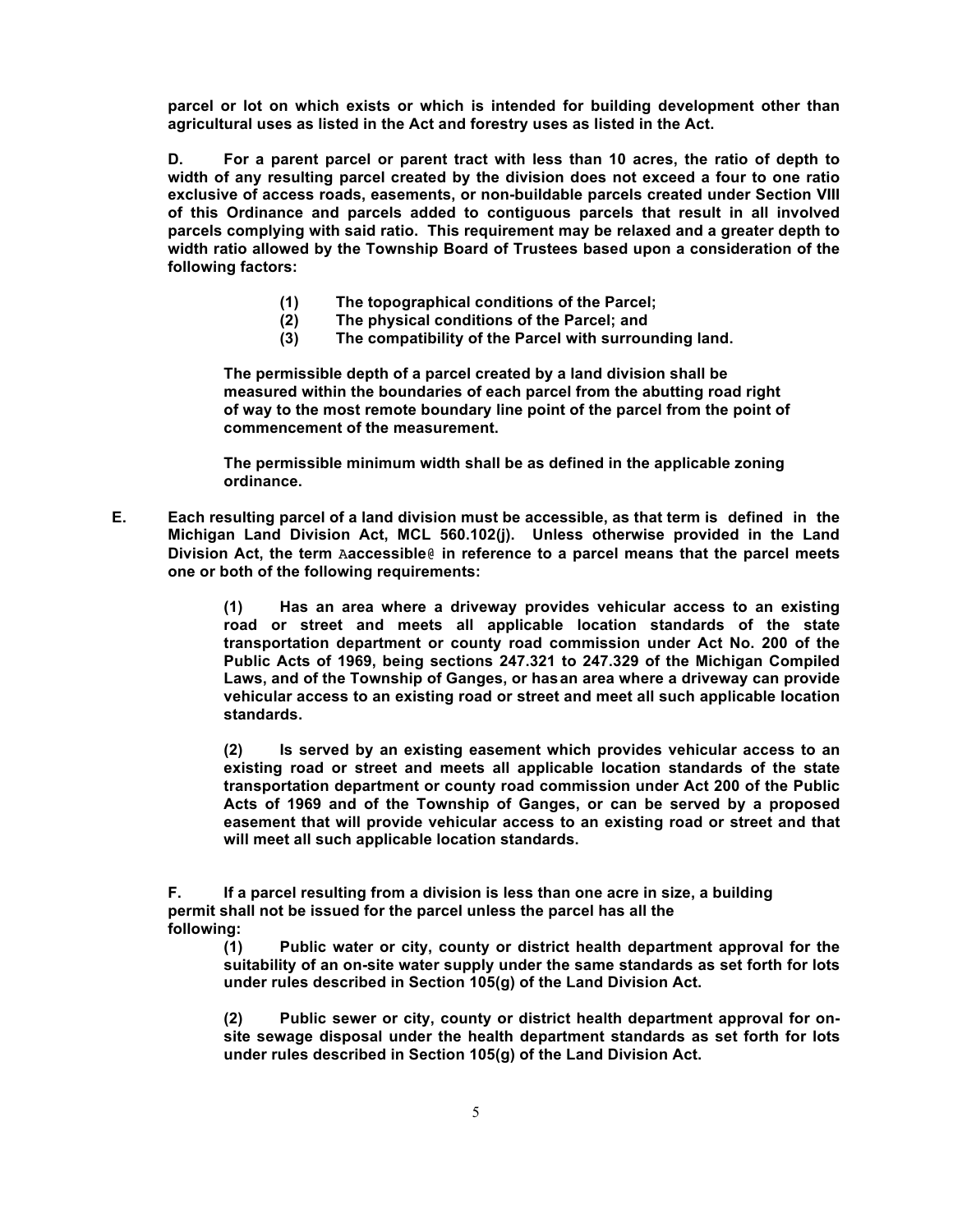**parcel or lot on which exists or which is intended for building development other than agricultural uses as listed in the Act and forestry uses as listed in the Act.**

**D. For a parent parcel or parent tract with less than 10 acres, the ratio of depth to width of any resulting parcel created by the division does not exceed a four to one ratio exclusive of access roads, easements, or non-buildable parcels created under Section VIII of this Ordinance and parcels added to contiguous parcels that result in all involved parcels complying with said ratio. This requirement may be relaxed and a greater depth to width ratio allowed by the Township Board of Trustees based upon a consideration of the following factors:**

> **(1) The topographical conditions of the Parcel;**
> **(2) The physical conditions of the Parcel; and**
> **(3) The compatibility of the Parcel with surrounding land.**

**The permissible depth of a parcel created by a land division shall be measured within the boundaries of each parcel from the abutting road right of way to the most remote boundary line point of the parcel from the point of commencement of the measurement.**

**The permissible minimum width shall be as defined in the applicable zoning ordinance.**

**E. Each resulting parcel of a land division must be accessible, as that term is defined in the Michigan Land Division Act, MCL 560.102(j). Unless otherwise provided in the Land Division Act, the term Aaccessible@ in reference to a parcel means that the parcel meets one or both of the following requirements:**

> **(1) Has an area where a driveway provides vehicular access to an existing road or street and meets all applicable location standards of the state transportation department or county road commission under Act No. 200 of the Public Acts of 1969, being sections 247.321 to 247.329 of the Michigan Compiled Laws, and of the Township of Ganges, or has an area where a driveway can provide vehicular access to an existing road or street and meet all such applicable location standards.**
>
> **(2) Is served by an existing easement which provides vehicular access to an existing road or street and meets all applicable location standards of the state transportation department or county road commission under Act 200 of the Public Acts of 1969 and of the Township of Ganges, or can be served by a proposed easement that will provide vehicular access to an existing road or street and that will meet all such applicable location standards.**

**F. If a parcel resulting from a division is less than one acre in size, a building permit shall not be issued for the parcel unless the parcel has all the following:**

> **(1) Public water or city, county or district health department approval for the suitability of an on-site water supply under the same standards as set forth for lots under rules described in Section 105(g) of the Land Division Act.**
>
> **(2) Public sewer or city, county or district health department approval for on-site sewage disposal under the health department standards as set forth for lots under rules described in Section 105(g) of the Land Division Act.**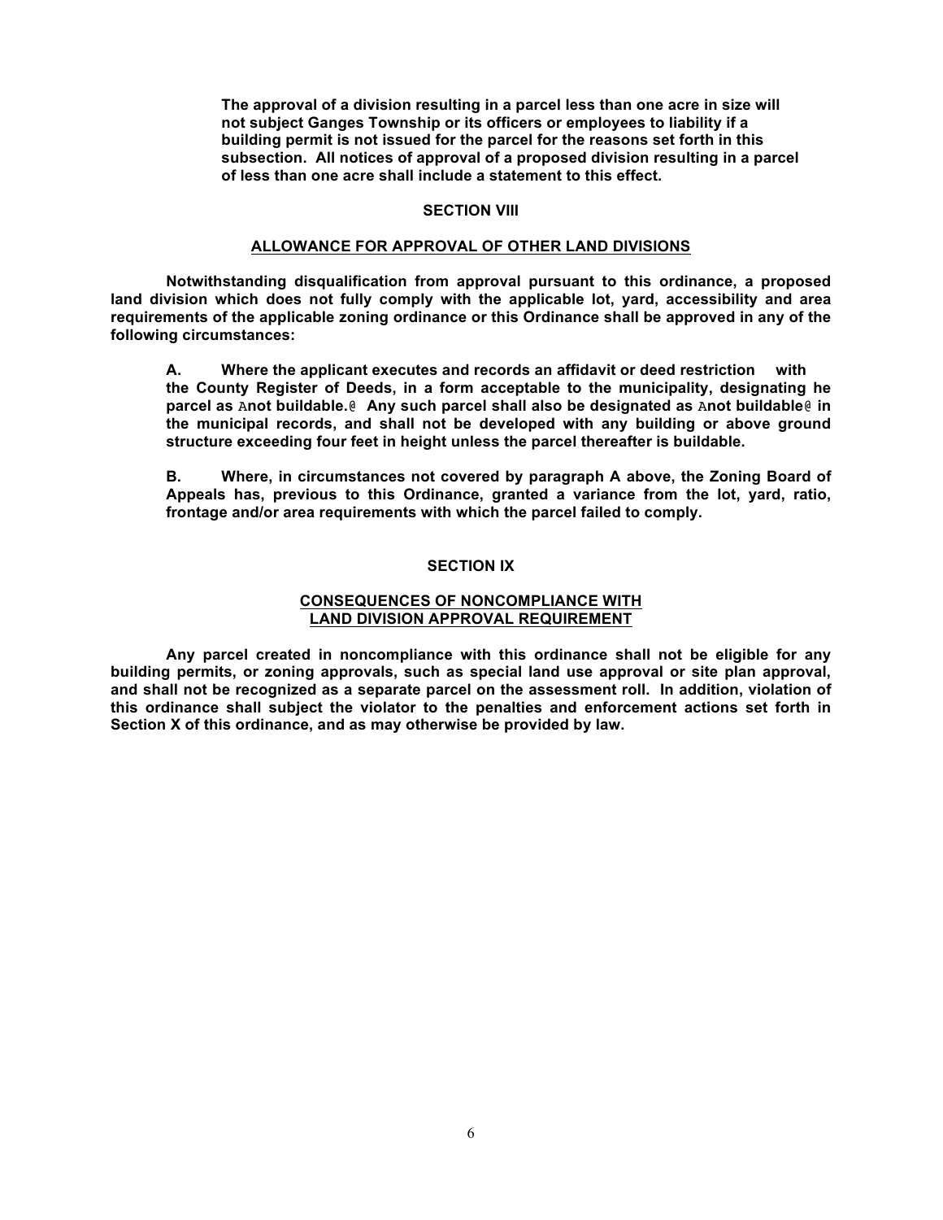**The approval of a division resulting in a parcel less than one acre in size will not subject Ganges Township or its officers or employees to liability if a building permit is not issued for the parcel for the reasons set forth in this subsection. All notices of approval of a proposed division resulting in a parcel of less than one acre shall include a statement to this effect.**

## SECTION VIII

### ALLOWANCE FOR APPROVAL OF OTHER LAND DIVISIONS

**Notwithstanding disqualification from approval pursuant to this ordinance, a proposed land division which does not fully comply with the applicable lot, yard, accessibility and area requirements of the applicable zoning ordinance or this Ordinance shall be approved in any of the following circumstances:**

**A. Where the applicant executes and records an affidavit or deed restriction with the County Register of Deeds, in a form acceptable to the municipality, designating he parcel as Anot buildable.@ Any such parcel shall also be designated as Anot buildable@ in the municipal records, and shall not be developed with any building or above ground structure exceeding four feet in height unless the parcel thereafter is buildable.**

**B. Where, in circumstances not covered by paragraph A above, the Zoning Board of Appeals has, previous to this Ordinance, granted a variance from the lot, yard, ratio, frontage and/or area requirements with which the parcel failed to comply.**

## SECTION IX

### CONSEQUENCES OF NONCOMPLIANCE WITH LAND DIVISION APPROVAL REQUIREMENT

**Any parcel created in noncompliance with this ordinance shall not be eligible for any building permits, or zoning approvals, such as special land use approval or site plan approval, and shall not be recognized as a separate parcel on the assessment roll. In addition, violation of this ordinance shall subject the violator to the penalties and enforcement actions set forth in Section X of this ordinance, and as may otherwise be provided by law.**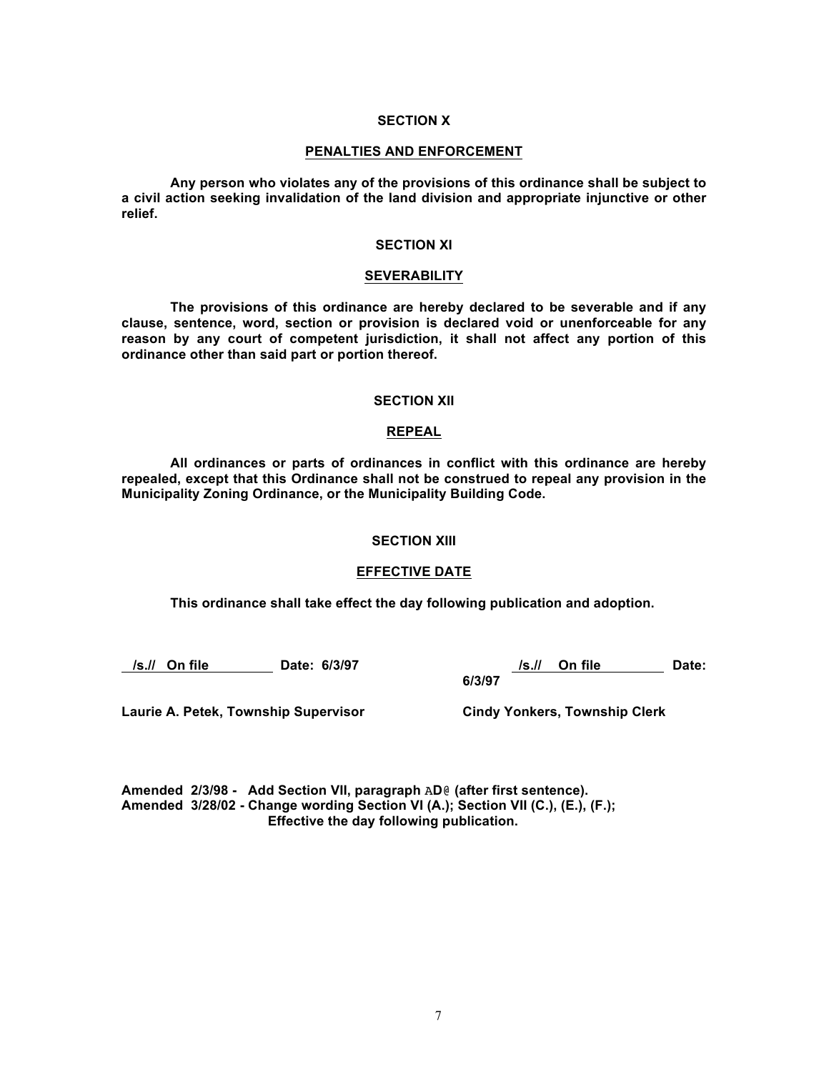**SECTION X**

**PENALTIES AND ENFORCEMENT**

**Any person who violates any of the provisions of this ordinance shall be subject to a civil action seeking invalidation of the land division and appropriate injunctive or other relief.**

**SECTION XI**

**SEVERABILITY**

**The provisions of this ordinance are hereby declared to be severable and if any clause, sentence, word, section or provision is declared void or unenforceable for any reason by any court of competent jurisdiction, it shall not affect any portion of this ordinance other than said part or portion thereof.**

**SECTION XII**

**REPEAL**

**All ordinances or parts of ordinances in conflict with this ordinance are hereby repealed, except that this Ordinance shall not be construed to repeal any provision in the Municipality Zoning Ordinance, or the Municipality Building Code.**

**SECTION XIII**

**EFFECTIVE DATE**

**This ordinance shall take effect the day following publication and adoption.**

**/s.// On file** **Date: 6/3/97**

**Laurie A. Petek, Township Supervisor**

**/s.// On file** **Date: 6/3/97**

**Cindy Yonkers, Township Clerk**

**Amended 2/3/98 - Add Section VII, paragraph AD@ (after first sentence).**
**Amended 3/28/02 - Change wording Section VI (A.); Section VII (C.), (E.), (F.); Effective the day following publication.**